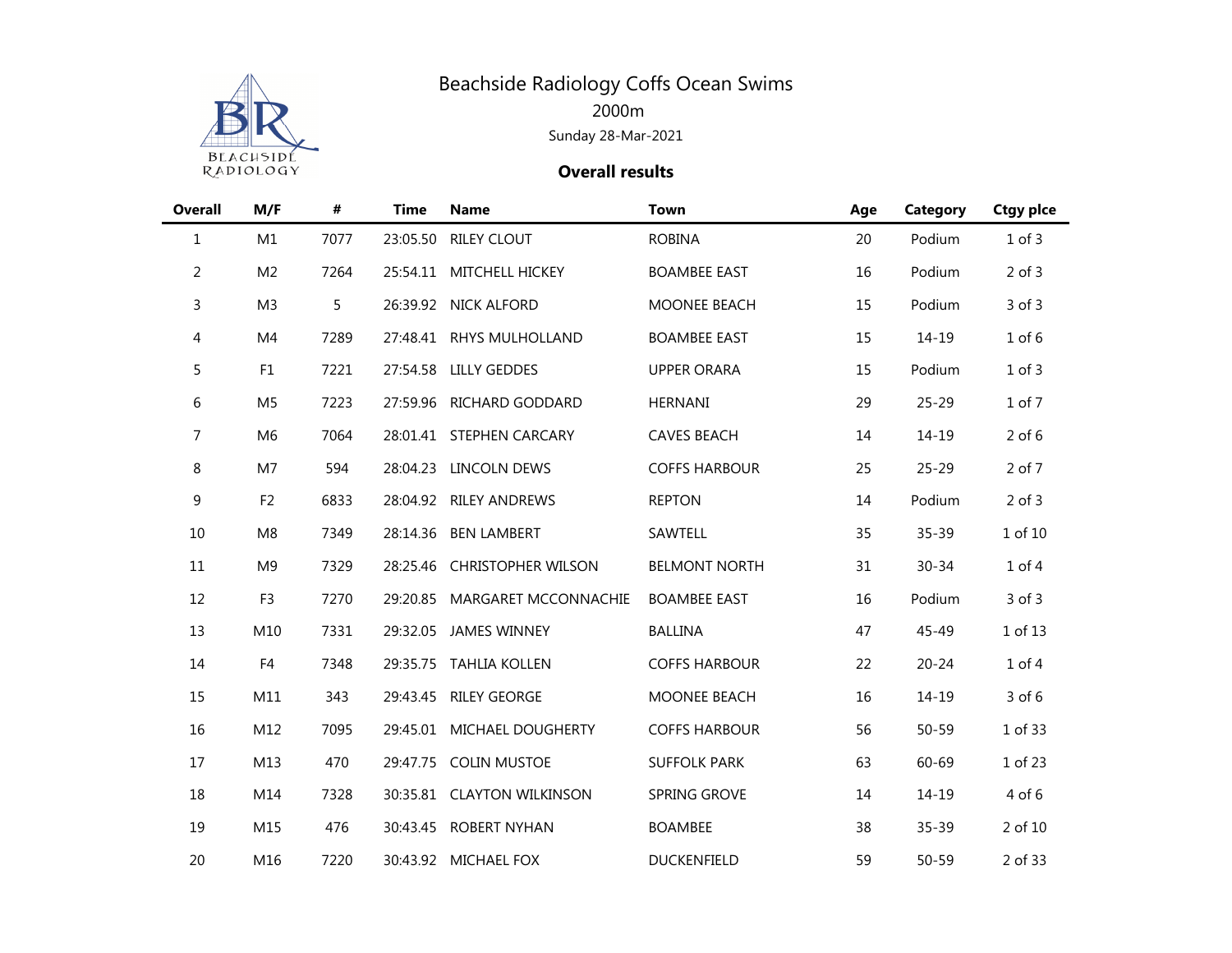# Beachside Radiology Coffs Ocean Swims

2000m

Sunday 28-Mar-2021

**Overall results**

| Overall | M/F | # | Time | Name | Town | Age | Category | Ctgy plce |
|---|---|---|---|---|---|---|---|---|
| 1 | M1 | 7077 | 23:05.50 | RILEY CLOUT | ROBINA | 20 | Podium | 1 of 3 |
| 2 | M2 | 7264 | 25:54.11 | MITCHELL HICKEY | BOAMBEE EAST | 16 | Podium | 2 of 3 |
| 3 | M3 | 5 | 26:39.92 | NICK ALFORD | MOONEE BEACH | 15 | Podium | 3 of 3 |
| 4 | M4 | 7289 | 27:48.41 | RHYS MULHOLLAND | BOAMBEE EAST | 15 | 14-19 | 1 of 6 |
| 5 | F1 | 7221 | 27:54.58 | LILLY GEDDES | UPPER ORARA | 15 | Podium | 1 of 3 |
| 6 | M5 | 7223 | 27:59.96 | RICHARD GODDARD | HERNANI | 29 | 25-29 | 1 of 7 |
| 7 | M6 | 7064 | 28:01.41 | STEPHEN CARCARY | CAVES BEACH | 14 | 14-19 | 2 of 6 |
| 8 | M7 | 594 | 28:04.23 | LINCOLN DEWS | COFFS HARBOUR | 25 | 25-29 | 2 of 7 |
| 9 | F2 | 6833 | 28:04.92 | RILEY ANDREWS | REPTON | 14 | Podium | 2 of 3 |
| 10 | M8 | 7349 | 28:14.36 | BEN LAMBERT | SAWTELL | 35 | 35-39 | 1 of 10 |
| 11 | M9 | 7329 | 28:25.46 | CHRISTOPHER WILSON | BELMONT NORTH | 31 | 30-34 | 1 of 4 |
| 12 | F3 | 7270 | 29:20.85 | MARGARET MCCONNACHIE | BOAMBEE EAST | 16 | Podium | 3 of 3 |
| 13 | M10 | 7331 | 29:32.05 | JAMES WINNEY | BALLINA | 47 | 45-49 | 1 of 13 |
| 14 | F4 | 7348 | 29:35.75 | TAHLIA KOLLEN | COFFS HARBOUR | 22 | 20-24 | 1 of 4 |
| 15 | M11 | 343 | 29:43.45 | RILEY GEORGE | MOONEE BEACH | 16 | 14-19 | 3 of 6 |
| 16 | M12 | 7095 | 29:45.01 | MICHAEL DOUGHERTY | COFFS HARBOUR | 56 | 50-59 | 1 of 33 |
| 17 | M13 | 470 | 29:47.75 | COLIN MUSTOE | SUFFOLK PARK | 63 | 60-69 | 1 of 23 |
| 18 | M14 | 7328 | 30:35.81 | CLAYTON WILKINSON | SPRING GROVE | 14 | 14-19 | 4 of 6 |
| 19 | M15 | 476 | 30:43.45 | ROBERT NYHAN | BOAMBEE | 38 | 35-39 | 2 of 10 |
| 20 | M16 | 7220 | 30:43.92 | MICHAEL FOX | DUCKENFIELD | 59 | 50-59 | 2 of 33 |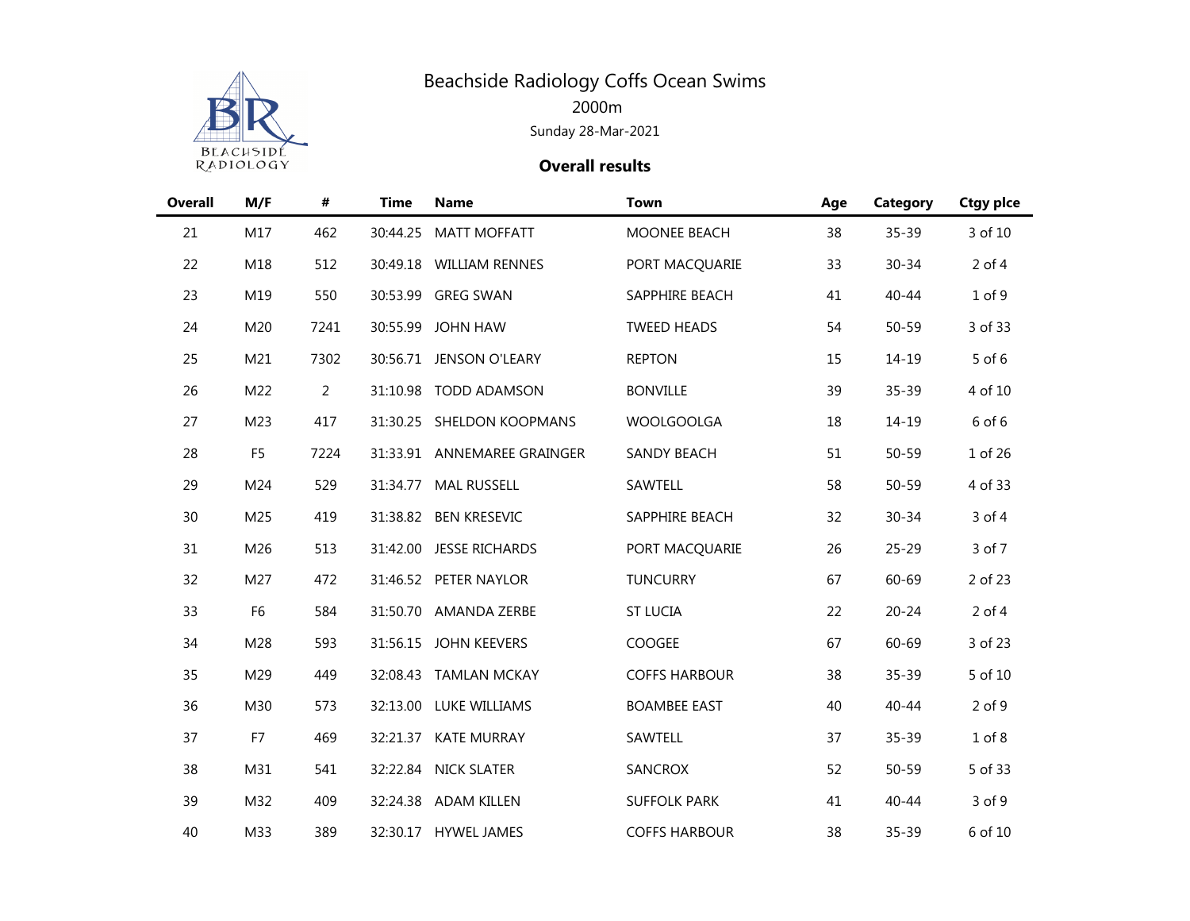# Beachside Radiology Coffs Ocean Swims

2000m

Sunday 28-Mar-2021

**Overall results**

| Overall | M/F | # | Time | Name | Town | Age | Category | Ctgy plce |
|---|---|---|---|---|---|---|---|---|
| 21 | M17 | 462 | 30:44.25 | MATT MOFFATT | MOONEE BEACH | 38 | 35-39 | 3 of 10 |
| 22 | M18 | 512 | 30:49.18 | WILLIAM RENNES | PORT MACQUARIE | 33 | 30-34 | 2 of 4 |
| 23 | M19 | 550 | 30:53.99 | GREG SWAN | SAPPHIRE BEACH | 41 | 40-44 | 1 of 9 |
| 24 | M20 | 7241 | 30:55.99 | JOHN HAW | TWEED HEADS | 54 | 50-59 | 3 of 33 |
| 25 | M21 | 7302 | 30:56.71 | JENSON O'LEARY | REPTON | 15 | 14-19 | 5 of 6 |
| 26 | M22 | 2 | 31:10.98 | TODD ADAMSON | BONVILLE | 39 | 35-39 | 4 of 10 |
| 27 | M23 | 417 | 31:30.25 | SHELDON KOOPMANS | WOOLGOOLGA | 18 | 14-19 | 6 of 6 |
| 28 | F5 | 7224 | 31:33.91 | ANNEMAREE GRAINGER | SANDY BEACH | 51 | 50-59 | 1 of 26 |
| 29 | M24 | 529 | 31:34.77 | MAL RUSSELL | SAWTELL | 58 | 50-59 | 4 of 33 |
| 30 | M25 | 419 | 31:38.82 | BEN KRESEVIC | SAPPHIRE BEACH | 32 | 30-34 | 3 of 4 |
| 31 | M26 | 513 | 31:42.00 | JESSE RICHARDS | PORT MACQUARIE | 26 | 25-29 | 3 of 7 |
| 32 | M27 | 472 | 31:46.52 | PETER NAYLOR | TUNCURRY | 67 | 60-69 | 2 of 23 |
| 33 | F6 | 584 | 31:50.70 | AMANDA ZERBE | ST LUCIA | 22 | 20-24 | 2 of 4 |
| 34 | M28 | 593 | 31:56.15 | JOHN KEEVERS | COOGEE | 67 | 60-69 | 3 of 23 |
| 35 | M29 | 449 | 32:08.43 | TAMLAN MCKAY | COFFS HARBOUR | 38 | 35-39 | 5 of 10 |
| 36 | M30 | 573 | 32:13.00 | LUKE WILLIAMS | BOAMBEE EAST | 40 | 40-44 | 2 of 9 |
| 37 | F7 | 469 | 32:21.37 | KATE MURRAY | SAWTELL | 37 | 35-39 | 1 of 8 |
| 38 | M31 | 541 | 32:22.84 | NICK SLATER | SANCROX | 52 | 50-59 | 5 of 33 |
| 39 | M32 | 409 | 32:24.38 | ADAM KILLEN | SUFFOLK PARK | 41 | 40-44 | 3 of 9 |
| 40 | M33 | 389 | 32:30.17 | HYWEL JAMES | COFFS HARBOUR | 38 | 35-39 | 6 of 10 |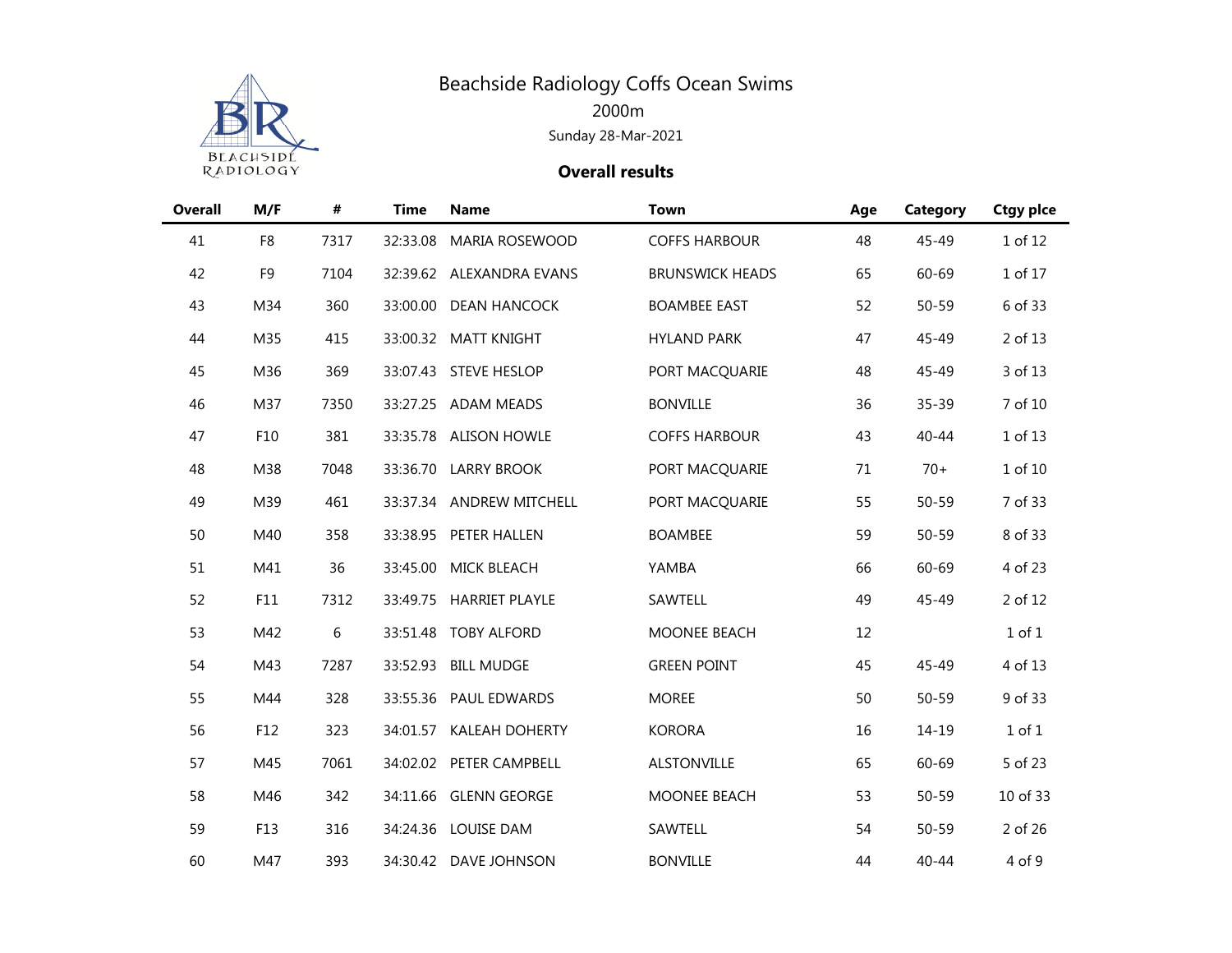# Beachside Radiology Coffs Ocean Swims

## 2000m

Sunday 28-Mar-2021

**Overall results**

| Overall | M/F | # | Time | Name | Town | Age | Category | Ctgy plce |
|---|---|---|---|---|---|---|---|---|
| 41 | F8 | 7317 | 32:33.08 | MARIA ROSEWOOD | COFFS HARBOUR | 48 | 45-49 | 1 of 12 |
| 42 | F9 | 7104 | 32:39.62 | ALEXANDRA EVANS | BRUNSWICK HEADS | 65 | 60-69 | 1 of 17 |
| 43 | M34 | 360 | 33:00.00 | DEAN HANCOCK | BOAMBEE EAST | 52 | 50-59 | 6 of 33 |
| 44 | M35 | 415 | 33:00.32 | MATT KNIGHT | HYLAND PARK | 47 | 45-49 | 2 of 13 |
| 45 | M36 | 369 | 33:07.43 | STEVE HESLOP | PORT MACQUARIE | 48 | 45-49 | 3 of 13 |
| 46 | M37 | 7350 | 33:27.25 | ADAM MEADS | BONVILLE | 36 | 35-39 | 7 of 10 |
| 47 | F10 | 381 | 33:35.78 | ALISON HOWLE | COFFS HARBOUR | 43 | 40-44 | 1 of 13 |
| 48 | M38 | 7048 | 33:36.70 | LARRY BROOK | PORT MACQUARIE | 71 | 70+ | 1 of 10 |
| 49 | M39 | 461 | 33:37.34 | ANDREW MITCHELL | PORT MACQUARIE | 55 | 50-59 | 7 of 33 |
| 50 | M40 | 358 | 33:38.95 | PETER HALLEN | BOAMBEE | 59 | 50-59 | 8 of 33 |
| 51 | M41 | 36 | 33:45.00 | MICK BLEACH | YAMBA | 66 | 60-69 | 4 of 23 |
| 52 | F11 | 7312 | 33:49.75 | HARRIET PLAYLE | SAWTELL | 49 | 45-49 | 2 of 12 |
| 53 | M42 | 6 | 33:51.48 | TOBY ALFORD | MOONEE BEACH | 12 | | 1 of 1 |
| 54 | M43 | 7287 | 33:52.93 | BILL MUDGE | GREEN POINT | 45 | 45-49 | 4 of 13 |
| 55 | M44 | 328 | 33:55.36 | PAUL EDWARDS | MOREE | 50 | 50-59 | 9 of 33 |
| 56 | F12 | 323 | 34:01.57 | KALEAH DOHERTY | KORORA | 16 | 14-19 | 1 of 1 |
| 57 | M45 | 7061 | 34:02.02 | PETER CAMPBELL | ALSTONVILLE | 65 | 60-69 | 5 of 23 |
| 58 | M46 | 342 | 34:11.66 | GLENN GEORGE | MOONEE BEACH | 53 | 50-59 | 10 of 33 |
| 59 | F13 | 316 | 34:24.36 | LOUISE DAM | SAWTELL | 54 | 50-59 | 2 of 26 |
| 60 | M47 | 393 | 34:30.42 | DAVE JOHNSON | BONVILLE | 44 | 40-44 | 4 of 9 |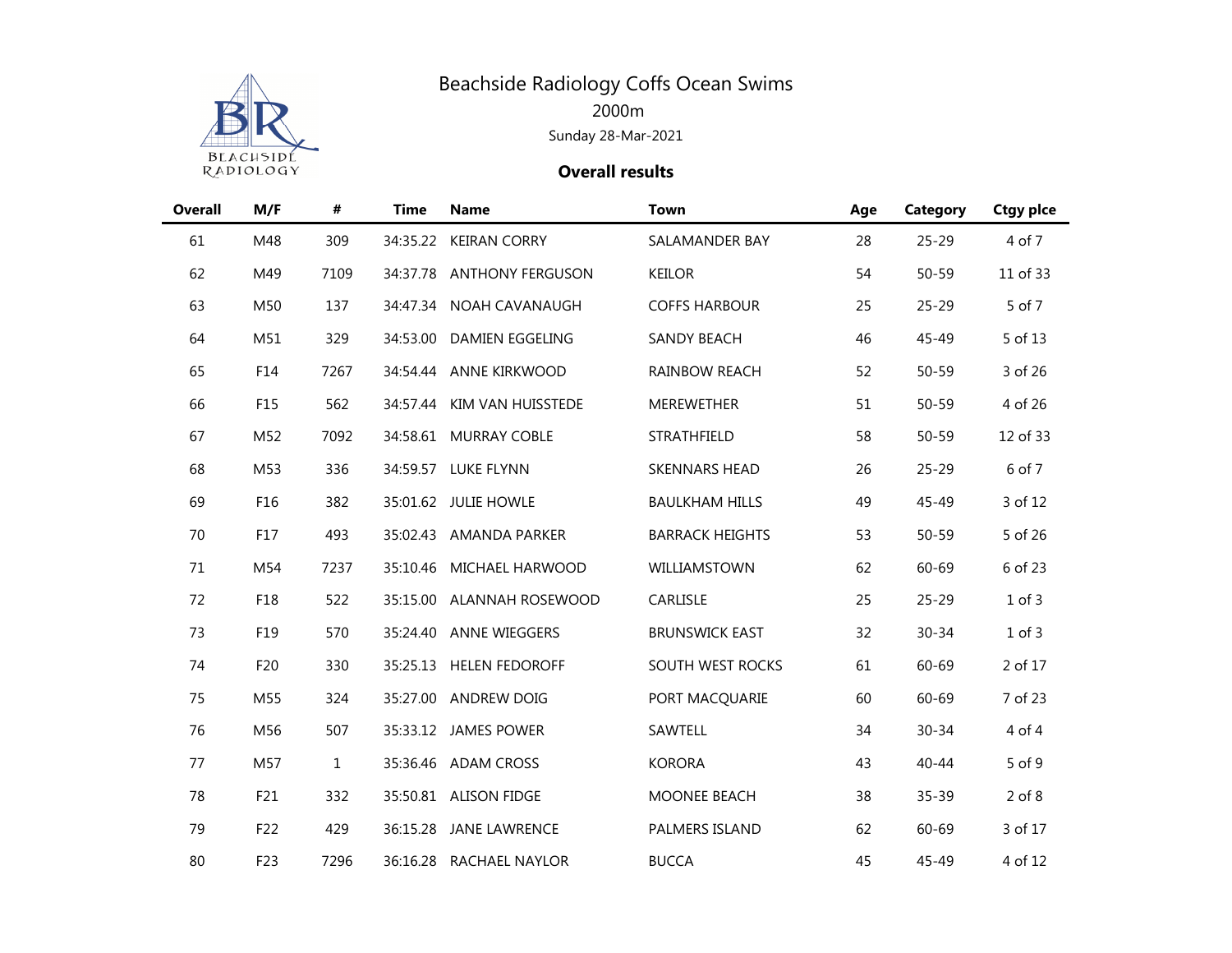# Beachside Radiology Coffs Ocean Swims

## 2000m

Sunday 28-Mar-2021

**Overall results**

| Overall | M/F | # | Time | Name | Town | Age | Category | Ctgy plce |
|---|---|---|---|---|---|---|---|---|
| 61 | M48 | 309 | 34:35.22 | KEIRAN CORRY | SALAMANDER BAY | 28 | 25-29 | 4 of 7 |
| 62 | M49 | 7109 | 34:37.78 | ANTHONY FERGUSON | KEILOR | 54 | 50-59 | 11 of 33 |
| 63 | M50 | 137 | 34:47.34 | NOAH CAVANAUGH | COFFS HARBOUR | 25 | 25-29 | 5 of 7 |
| 64 | M51 | 329 | 34:53.00 | DAMIEN EGGELING | SANDY BEACH | 46 | 45-49 | 5 of 13 |
| 65 | F14 | 7267 | 34:54.44 | ANNE KIRKWOOD | RAINBOW REACH | 52 | 50-59 | 3 of 26 |
| 66 | F15 | 562 | 34:57.44 | KIM VAN HUISSTEDE | MEREWETHER | 51 | 50-59 | 4 of 26 |
| 67 | M52 | 7092 | 34:58.61 | MURRAY COBLE | STRATHFIELD | 58 | 50-59 | 12 of 33 |
| 68 | M53 | 336 | 34:59.57 | LUKE FLYNN | SKENNARS HEAD | 26 | 25-29 | 6 of 7 |
| 69 | F16 | 382 | 35:01.62 | JULIE HOWLE | BAULKHAM HILLS | 49 | 45-49 | 3 of 12 |
| 70 | F17 | 493 | 35:02.43 | AMANDA PARKER | BARRACK HEIGHTS | 53 | 50-59 | 5 of 26 |
| 71 | M54 | 7237 | 35:10.46 | MICHAEL HARWOOD | WILLIAMSTOWN | 62 | 60-69 | 6 of 23 |
| 72 | F18 | 522 | 35:15.00 | ALANNAH ROSEWOOD | CARLISLE | 25 | 25-29 | 1 of 3 |
| 73 | F19 | 570 | 35:24.40 | ANNE WIEGGERS | BRUNSWICK EAST | 32 | 30-34 | 1 of 3 |
| 74 | F20 | 330 | 35:25.13 | HELEN FEDOROFF | SOUTH WEST ROCKS | 61 | 60-69 | 2 of 17 |
| 75 | M55 | 324 | 35:27.00 | ANDREW DOIG | PORT MACQUARIE | 60 | 60-69 | 7 of 23 |
| 76 | M56 | 507 | 35:33.12 | JAMES POWER | SAWTELL | 34 | 30-34 | 4 of 4 |
| 77 | M57 | 1 | 35:36.46 | ADAM CROSS | KORORA | 43 | 40-44 | 5 of 9 |
| 78 | F21 | 332 | 35:50.81 | ALISON FIDGE | MOONEE BEACH | 38 | 35-39 | 2 of 8 |
| 79 | F22 | 429 | 36:15.28 | JANE LAWRENCE | PALMERS ISLAND | 62 | 60-69 | 3 of 17 |
| 80 | F23 | 7296 | 36:16.28 | RACHAEL NAYLOR | BUCCA | 45 | 45-49 | 4 of 12 |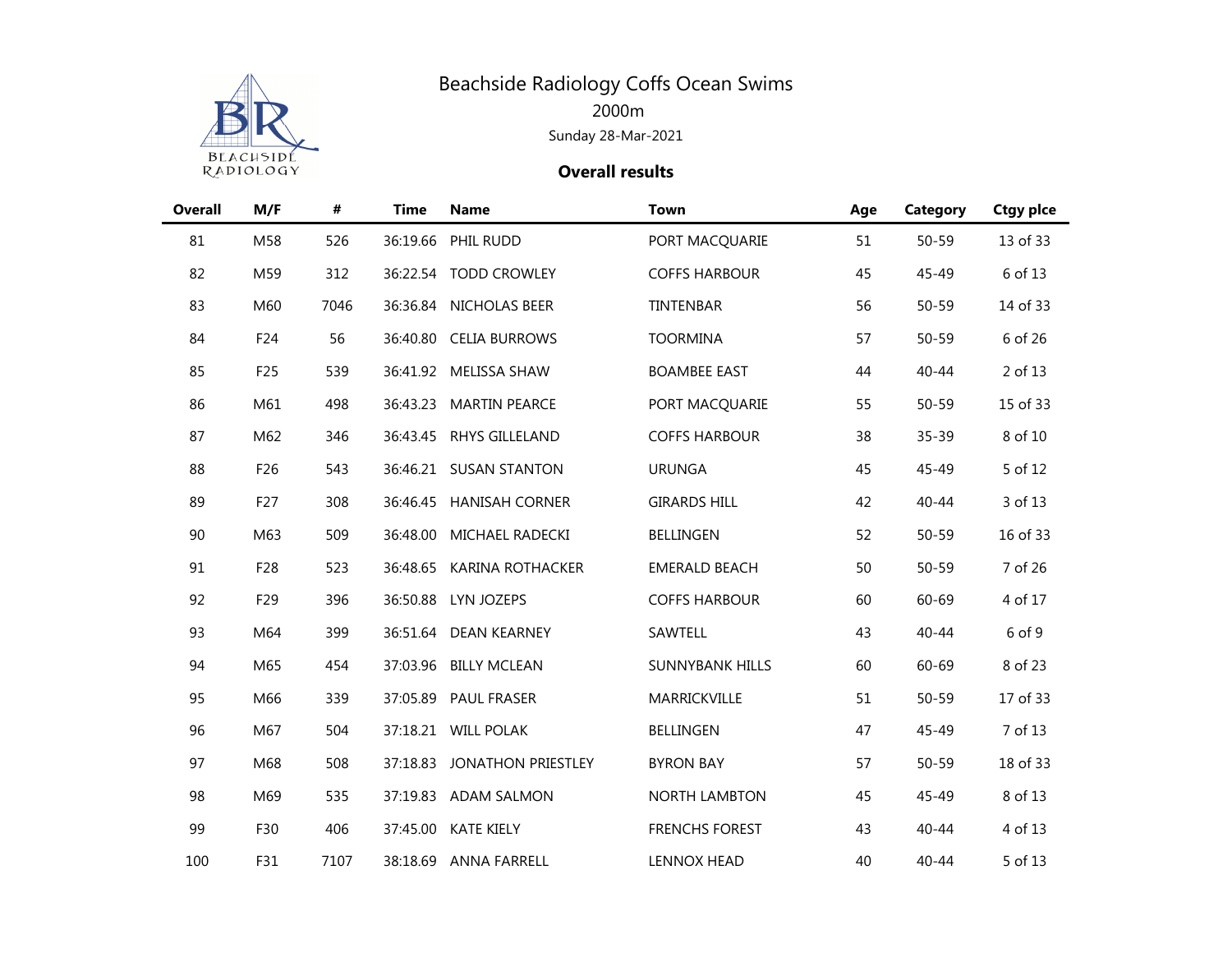# Beachside Radiology Coffs Ocean Swims

2000m

Sunday 28-Mar-2021

**Overall results**

| Overall | M/F | # | Time | Name | Town | Age | Category | Ctgy plce |
|---|---|---|---|---|---|---|---|---|
| 81 | M58 | 526 | 36:19.66 | PHIL RUDD | PORT MACQUARIE | 51 | 50-59 | 13 of 33 |
| 82 | M59 | 312 | 36:22.54 | TODD CROWLEY | COFFS HARBOUR | 45 | 45-49 | 6 of 13 |
| 83 | M60 | 7046 | 36:36.84 | NICHOLAS BEER | TINTENBAR | 56 | 50-59 | 14 of 33 |
| 84 | F24 | 56 | 36:40.80 | CELIA BURROWS | TOORMINA | 57 | 50-59 | 6 of 26 |
| 85 | F25 | 539 | 36:41.92 | MELISSA SHAW | BOAMBEE EAST | 44 | 40-44 | 2 of 13 |
| 86 | M61 | 498 | 36:43.23 | MARTIN PEARCE | PORT MACQUARIE | 55 | 50-59 | 15 of 33 |
| 87 | M62 | 346 | 36:43.45 | RHYS GILLELAND | COFFS HARBOUR | 38 | 35-39 | 8 of 10 |
| 88 | F26 | 543 | 36:46.21 | SUSAN STANTON | URUNGA | 45 | 45-49 | 5 of 12 |
| 89 | F27 | 308 | 36:46.45 | HANISAH CORNER | GIRARDS HILL | 42 | 40-44 | 3 of 13 |
| 90 | M63 | 509 | 36:48.00 | MICHAEL RADECKI | BELLINGEN | 52 | 50-59 | 16 of 33 |
| 91 | F28 | 523 | 36:48.65 | KARINA ROTHACKER | EMERALD BEACH | 50 | 50-59 | 7 of 26 |
| 92 | F29 | 396 | 36:50.88 | LYN JOZEPS | COFFS HARBOUR | 60 | 60-69 | 4 of 17 |
| 93 | M64 | 399 | 36:51.64 | DEAN KEARNEY | SAWTELL | 43 | 40-44 | 6 of 9 |
| 94 | M65 | 454 | 37:03.96 | BILLY MCLEAN | SUNNYBANK HILLS | 60 | 60-69 | 8 of 23 |
| 95 | M66 | 339 | 37:05.89 | PAUL FRASER | MARRICKVILLE | 51 | 50-59 | 17 of 33 |
| 96 | M67 | 504 | 37:18.21 | WILL POLAK | BELLINGEN | 47 | 45-49 | 7 of 13 |
| 97 | M68 | 508 | 37:18.83 | JONATHON PRIESTLEY | BYRON BAY | 57 | 50-59 | 18 of 33 |
| 98 | M69 | 535 | 37:19.83 | ADAM SALMON | NORTH LAMBTON | 45 | 45-49 | 8 of 13 |
| 99 | F30 | 406 | 37:45.00 | KATE KIELY | FRENCHS FOREST | 43 | 40-44 | 4 of 13 |
| 100 | F31 | 7107 | 38:18.69 | ANNA FARRELL | LENNOX HEAD | 40 | 40-44 | 5 of 13 |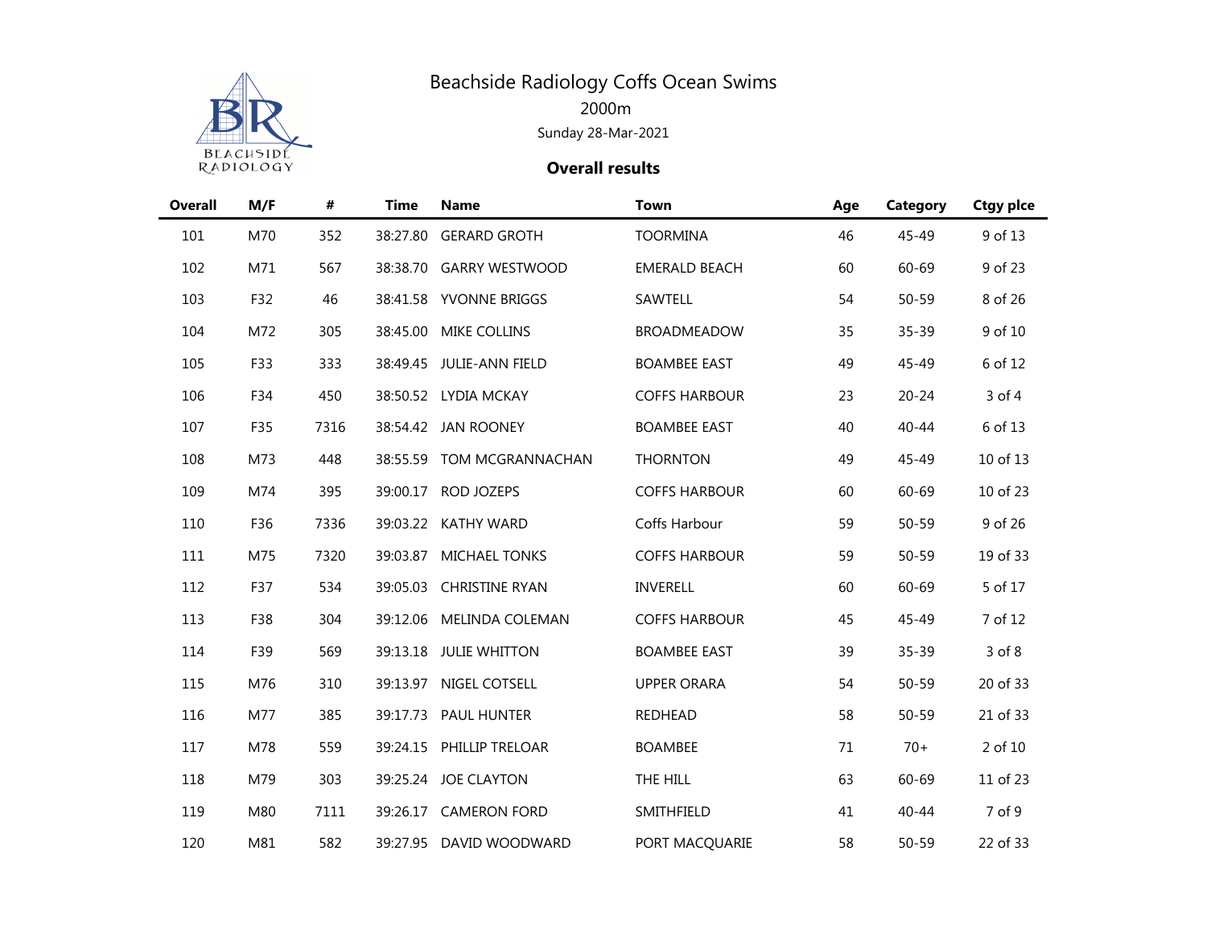# Beachside Radiology Coffs Ocean Swims

## 2000m

Sunday 28-Mar-2021

**Overall results**

| Overall | M/F | # | Time | Name | Town | Age | Category | Ctgy plce |
|---|---|---|---|---|---|---|---|---|
| 101 | M70 | 352 | 38:27.80 | GERARD GROTH | TOORMINA | 46 | 45-49 | 9 of 13 |
| 102 | M71 | 567 | 38:38.70 | GARRY WESTWOOD | EMERALD BEACH | 60 | 60-69 | 9 of 23 |
| 103 | F32 | 46 | 38:41.58 | YVONNE BRIGGS | SAWTELL | 54 | 50-59 | 8 of 26 |
| 104 | M72 | 305 | 38:45.00 | MIKE COLLINS | BROADMEADOW | 35 | 35-39 | 9 of 10 |
| 105 | F33 | 333 | 38:49.45 | JULIE-ANN FIELD | BOAMBEE EAST | 49 | 45-49 | 6 of 12 |
| 106 | F34 | 450 | 38:50.52 | LYDIA MCKAY | COFFS HARBOUR | 23 | 20-24 | 3 of 4 |
| 107 | F35 | 7316 | 38:54.42 | JAN ROONEY | BOAMBEE EAST | 40 | 40-44 | 6 of 13 |
| 108 | M73 | 448 | 38:55.59 | TOM MCGRANNACHAN | THORNTON | 49 | 45-49 | 10 of 13 |
| 109 | M74 | 395 | 39:00.17 | ROD JOZEPS | COFFS HARBOUR | 60 | 60-69 | 10 of 23 |
| 110 | F36 | 7336 | 39:03.22 | KATHY WARD | Coffs Harbour | 59 | 50-59 | 9 of 26 |
| 111 | M75 | 7320 | 39:03.87 | MICHAEL TONKS | COFFS HARBOUR | 59 | 50-59 | 19 of 33 |
| 112 | F37 | 534 | 39:05.03 | CHRISTINE RYAN | INVERELL | 60 | 60-69 | 5 of 17 |
| 113 | F38 | 304 | 39:12.06 | MELINDA COLEMAN | COFFS HARBOUR | 45 | 45-49 | 7 of 12 |
| 114 | F39 | 569 | 39:13.18 | JULIE WHITTON | BOAMBEE EAST | 39 | 35-39 | 3 of 8 |
| 115 | M76 | 310 | 39:13.97 | NIGEL COTSELL | UPPER ORARA | 54 | 50-59 | 20 of 33 |
| 116 | M77 | 385 | 39:17.73 | PAUL HUNTER | REDHEAD | 58 | 50-59 | 21 of 33 |
| 117 | M78 | 559 | 39:24.15 | PHILLIP TRELOAR | BOAMBEE | 71 | 70+ | 2 of 10 |
| 118 | M79 | 303 | 39:25.24 | JOE CLAYTON | THE HILL | 63 | 60-69 | 11 of 23 |
| 119 | M80 | 7111 | 39:26.17 | CAMERON FORD | SMITHFIELD | 41 | 40-44 | 7 of 9 |
| 120 | M81 | 582 | 39:27.95 | DAVID WOODWARD | PORT MACQUARIE | 58 | 50-59 | 22 of 33 |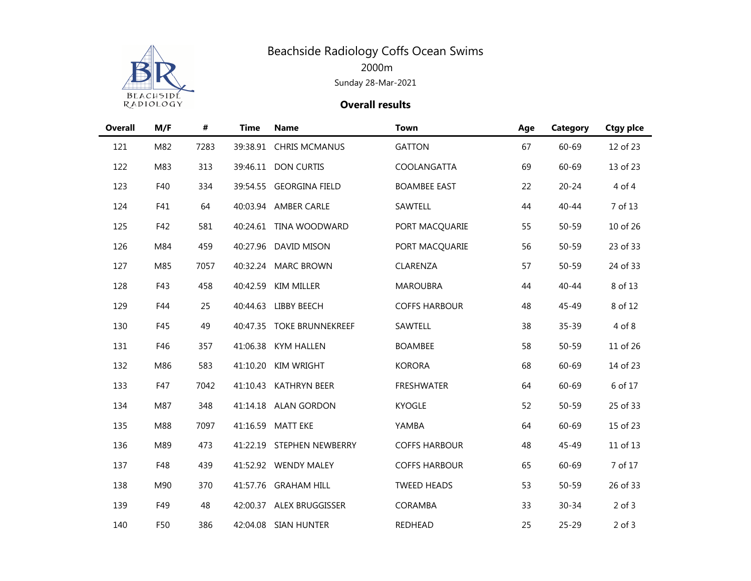# Beachside Radiology Coffs Ocean Swims

## 2000m

Sunday 28-Mar-2021

**Overall results**

| Overall | M/F | # | Time | Name | Town | Age | Category | Ctgy plce |
|---|---|---|---|---|---|---|---|---|
| 121 | M82 | 7283 | 39:38.91 | CHRIS MCMANUS | GATTON | 67 | 60-69 | 12 of 23 |
| 122 | M83 | 313 | 39:46.11 | DON CURTIS | COOLANGATTA | 69 | 60-69 | 13 of 23 |
| 123 | F40 | 334 | 39:54.55 | GEORGINA FIELD | BOAMBEE EAST | 22 | 20-24 | 4 of 4 |
| 124 | F41 | 64 | 40:03.94 | AMBER CARLE | SAWTELL | 44 | 40-44 | 7 of 13 |
| 125 | F42 | 581 | 40:24.61 | TINA WOODWARD | PORT MACQUARIE | 55 | 50-59 | 10 of 26 |
| 126 | M84 | 459 | 40:27.96 | DAVID MISON | PORT MACQUARIE | 56 | 50-59 | 23 of 33 |
| 127 | M85 | 7057 | 40:32.24 | MARC BROWN | CLARENZA | 57 | 50-59 | 24 of 33 |
| 128 | F43 | 458 | 40:42.59 | KIM MILLER | MAROUBRA | 44 | 40-44 | 8 of 13 |
| 129 | F44 | 25 | 40:44.63 | LIBBY BEECH | COFFS HARBOUR | 48 | 45-49 | 8 of 12 |
| 130 | F45 | 49 | 40:47.35 | TOKE BRUNNEKREEF | SAWTELL | 38 | 35-39 | 4 of 8 |
| 131 | F46 | 357 | 41:06.38 | KYM HALLEN | BOAMBEE | 58 | 50-59 | 11 of 26 |
| 132 | M86 | 583 | 41:10.20 | KIM WRIGHT | KORORA | 68 | 60-69 | 14 of 23 |
| 133 | F47 | 7042 | 41:10.43 | KATHRYN BEER | FRESHWATER | 64 | 60-69 | 6 of 17 |
| 134 | M87 | 348 | 41:14.18 | ALAN GORDON | KYOGLE | 52 | 50-59 | 25 of 33 |
| 135 | M88 | 7097 | 41:16.59 | MATT EKE | YAMBA | 64 | 60-69 | 15 of 23 |
| 136 | M89 | 473 | 41:22.19 | STEPHEN NEWBERRY | COFFS HARBOUR | 48 | 45-49 | 11 of 13 |
| 137 | F48 | 439 | 41:52.92 | WENDY MALEY | COFFS HARBOUR | 65 | 60-69 | 7 of 17 |
| 138 | M90 | 370 | 41:57.76 | GRAHAM HILL | TWEED HEADS | 53 | 50-59 | 26 of 33 |
| 139 | F49 | 48 | 42:00.37 | ALEX BRUGGISSER | CORAMBA | 33 | 30-34 | 2 of 3 |
| 140 | F50 | 386 | 42:04.08 | SIAN HUNTER | REDHEAD | 25 | 25-29 | 2 of 3 |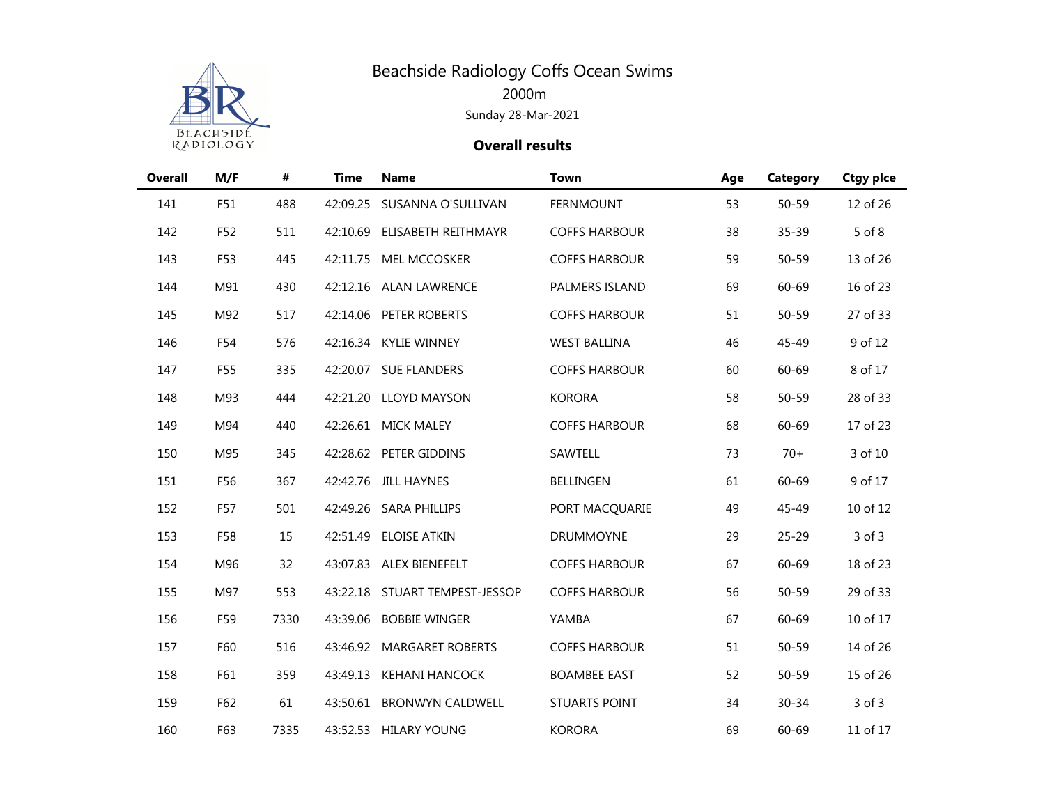# Beachside Radiology Coffs Ocean Swims

## 2000m

Sunday 28-Mar-2021

### Overall results

| Overall | M/F | # | Time | Name | Town | Age | Category | Ctgy plce |
|---|---|---|---|---|---|---|---|---|
| 141 | F51 | 488 | 42:09.25 | SUSANNA O'SULLIVAN | FERNMOUNT | 53 | 50-59 | 12 of 26 |
| 142 | F52 | 511 | 42:10.69 | ELISABETH REITHMAYR | COFFS HARBOUR | 38 | 35-39 | 5 of 8 |
| 143 | F53 | 445 | 42:11.75 | MEL MCCOSKER | COFFS HARBOUR | 59 | 50-59 | 13 of 26 |
| 144 | M91 | 430 | 42:12.16 | ALAN LAWRENCE | PALMERS ISLAND | 69 | 60-69 | 16 of 23 |
| 145 | M92 | 517 | 42:14.06 | PETER ROBERTS | COFFS HARBOUR | 51 | 50-59 | 27 of 33 |
| 146 | F54 | 576 | 42:16.34 | KYLIE WINNEY | WEST BALLINA | 46 | 45-49 | 9 of 12 |
| 147 | F55 | 335 | 42:20.07 | SUE FLANDERS | COFFS HARBOUR | 60 | 60-69 | 8 of 17 |
| 148 | M93 | 444 | 42:21.20 | LLOYD MAYSON | KORORA | 58 | 50-59 | 28 of 33 |
| 149 | M94 | 440 | 42:26.61 | MICK MALEY | COFFS HARBOUR | 68 | 60-69 | 17 of 23 |
| 150 | M95 | 345 | 42:28.62 | PETER GIDDINS | SAWTELL | 73 | 70+ | 3 of 10 |
| 151 | F56 | 367 | 42:42.76 | JILL HAYNES | BELLINGEN | 61 | 60-69 | 9 of 17 |
| 152 | F57 | 501 | 42:49.26 | SARA PHILLIPS | PORT MACQUARIE | 49 | 45-49 | 10 of 12 |
| 153 | F58 | 15 | 42:51.49 | ELOISE ATKIN | DRUMMOYNE | 29 | 25-29 | 3 of 3 |
| 154 | M96 | 32 | 43:07.83 | ALEX BIENEFELT | COFFS HARBOUR | 67 | 60-69 | 18 of 23 |
| 155 | M97 | 553 | 43:22.18 | STUART TEMPEST-JESSOP | COFFS HARBOUR | 56 | 50-59 | 29 of 33 |
| 156 | F59 | 7330 | 43:39.06 | BOBBIE WINGER | YAMBA | 67 | 60-69 | 10 of 17 |
| 157 | F60 | 516 | 43:46.92 | MARGARET ROBERTS | COFFS HARBOUR | 51 | 50-59 | 14 of 26 |
| 158 | F61 | 359 | 43:49.13 | KEHANI HANCOCK | BOAMBEE EAST | 52 | 50-59 | 15 of 26 |
| 159 | F62 | 61 | 43:50.61 | BRONWYN CALDWELL | STUARTS POINT | 34 | 30-34 | 3 of 3 |
| 160 | F63 | 7335 | 43:52.53 | HILARY YOUNG | KORORA | 69 | 60-69 | 11 of 17 |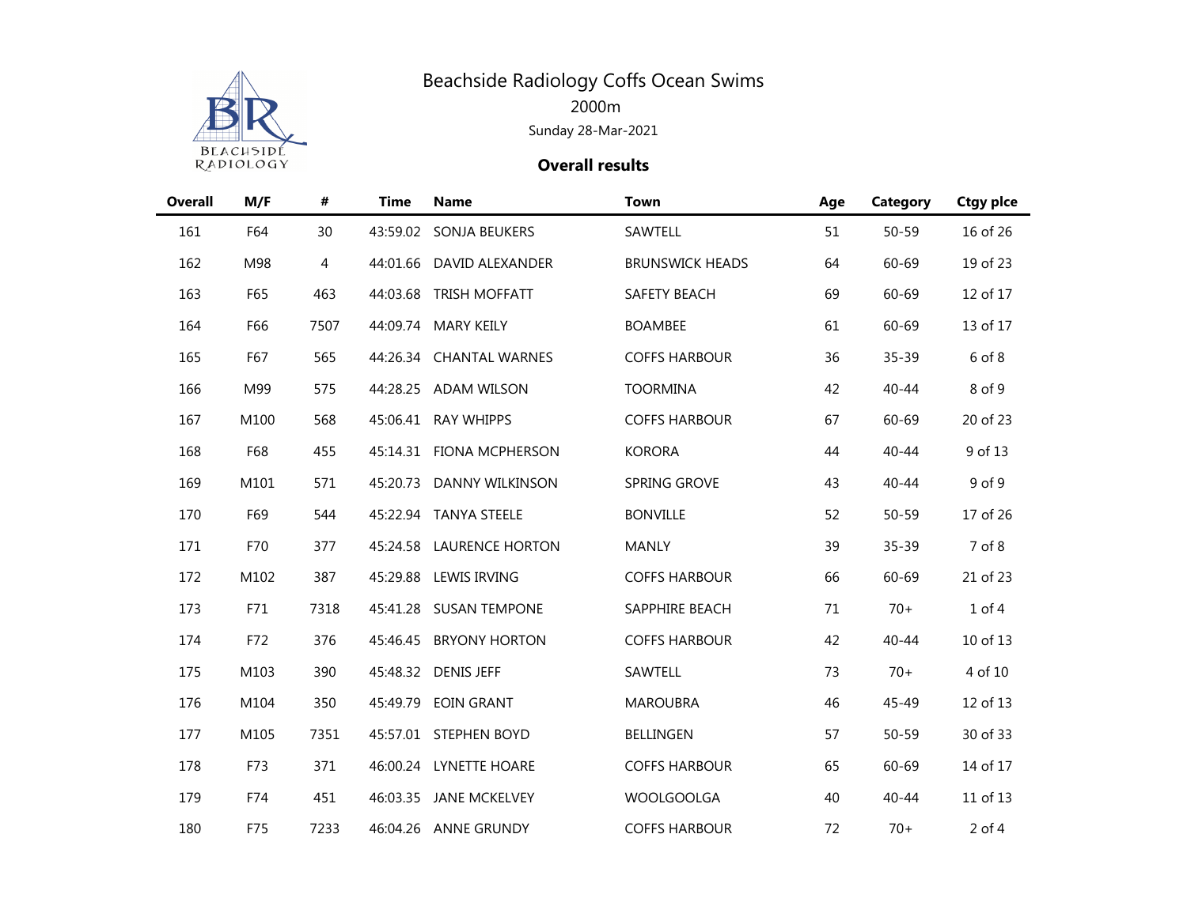# Beachside Radiology Coffs Ocean Swims

2000m

Sunday 28-Mar-2021

**Overall results**

| Overall | M/F | # | Time | Name | Town | Age | Category | Ctgy plce |
|---|---|---|---|---|---|---|---|---|
| 161 | F64 | 30 | 43:59.02 | SONJA BEUKERS | SAWTELL | 51 | 50-59 | 16 of 26 |
| 162 | M98 | 4 | 44:01.66 | DAVID ALEXANDER | BRUNSWICK HEADS | 64 | 60-69 | 19 of 23 |
| 163 | F65 | 463 | 44:03.68 | TRISH MOFFATT | SAFETY BEACH | 69 | 60-69 | 12 of 17 |
| 164 | F66 | 7507 | 44:09.74 | MARY KEILY | BOAMBEE | 61 | 60-69 | 13 of 17 |
| 165 | F67 | 565 | 44:26.34 | CHANTAL WARNES | COFFS HARBOUR | 36 | 35-39 | 6 of 8 |
| 166 | M99 | 575 | 44:28.25 | ADAM WILSON | TOORMINA | 42 | 40-44 | 8 of 9 |
| 167 | M100 | 568 | 45:06.41 | RAY WHIPPS | COFFS HARBOUR | 67 | 60-69 | 20 of 23 |
| 168 | F68 | 455 | 45:14.31 | FIONA MCPHERSON | KORORA | 44 | 40-44 | 9 of 13 |
| 169 | M101 | 571 | 45:20.73 | DANNY WILKINSON | SPRING GROVE | 43 | 40-44 | 9 of 9 |
| 170 | F69 | 544 | 45:22.94 | TANYA STEELE | BONVILLE | 52 | 50-59 | 17 of 26 |
| 171 | F70 | 377 | 45:24.58 | LAURENCE HORTON | MANLY | 39 | 35-39 | 7 of 8 |
| 172 | M102 | 387 | 45:29.88 | LEWIS IRVING | COFFS HARBOUR | 66 | 60-69 | 21 of 23 |
| 173 | F71 | 7318 | 45:41.28 | SUSAN TEMPONE | SAPPHIRE BEACH | 71 | 70+ | 1 of 4 |
| 174 | F72 | 376 | 45:46.45 | BRYONY HORTON | COFFS HARBOUR | 42 | 40-44 | 10 of 13 |
| 175 | M103 | 390 | 45:48.32 | DENIS JEFF | SAWTELL | 73 | 70+ | 4 of 10 |
| 176 | M104 | 350 | 45:49.79 | EOIN GRANT | MAROUBRA | 46 | 45-49 | 12 of 13 |
| 177 | M105 | 7351 | 45:57.01 | STEPHEN BOYD | BELLINGEN | 57 | 50-59 | 30 of 33 |
| 178 | F73 | 371 | 46:00.24 | LYNETTE HOARE | COFFS HARBOUR | 65 | 60-69 | 14 of 17 |
| 179 | F74 | 451 | 46:03.35 | JANE MCKELVEY | WOOLGOOLGA | 40 | 40-44 | 11 of 13 |
| 180 | F75 | 7233 | 46:04.26 | ANNE GRUNDY | COFFS HARBOUR | 72 | 70+ | 2 of 4 |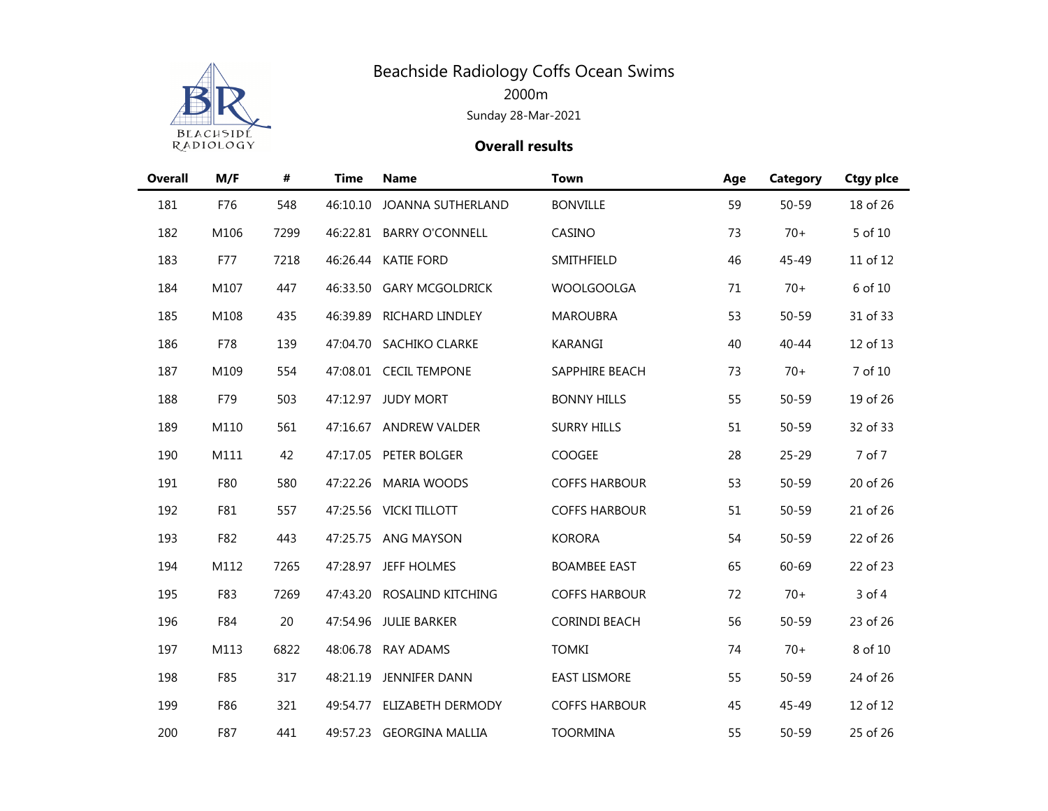# Beachside Radiology Coffs Ocean Swims

## 2000m

Sunday 28-Mar-2021

### Overall results

| Overall | M/F | # | Time | Name | Town | Age | Category | Ctgy plce |
|---|---|---|---|---|---|---|---|---|
| 181 | F76 | 548 | 46:10.10 | JOANNA SUTHERLAND | BONVILLE | 59 | 50-59 | 18 of 26 |
| 182 | M106 | 7299 | 46:22.81 | BARRY O'CONNELL | CASINO | 73 | 70+ | 5 of 10 |
| 183 | F77 | 7218 | 46:26.44 | KATIE FORD | SMITHFIELD | 46 | 45-49 | 11 of 12 |
| 184 | M107 | 447 | 46:33.50 | GARY MCGOLDRICK | WOOLGOOLGA | 71 | 70+ | 6 of 10 |
| 185 | M108 | 435 | 46:39.89 | RICHARD LINDLEY | MAROUBRA | 53 | 50-59 | 31 of 33 |
| 186 | F78 | 139 | 47:04.70 | SACHIKO CLARKE | KARANGI | 40 | 40-44 | 12 of 13 |
| 187 | M109 | 554 | 47:08.01 | CECIL TEMPONE | SAPPHIRE BEACH | 73 | 70+ | 7 of 10 |
| 188 | F79 | 503 | 47:12.97 | JUDY MORT | BONNY HILLS | 55 | 50-59 | 19 of 26 |
| 189 | M110 | 561 | 47:16.67 | ANDREW VALDER | SURRY HILLS | 51 | 50-59 | 32 of 33 |
| 190 | M111 | 42 | 47:17.05 | PETER BOLGER | COOGEE | 28 | 25-29 | 7 of 7 |
| 191 | F80 | 580 | 47:22.26 | MARIA WOODS | COFFS HARBOUR | 53 | 50-59 | 20 of 26 |
| 192 | F81 | 557 | 47:25.56 | VICKI TILLOTT | COFFS HARBOUR | 51 | 50-59 | 21 of 26 |
| 193 | F82 | 443 | 47:25.75 | ANG MAYSON | KORORA | 54 | 50-59 | 22 of 26 |
| 194 | M112 | 7265 | 47:28.97 | JEFF HOLMES | BOAMBEE EAST | 65 | 60-69 | 22 of 23 |
| 195 | F83 | 7269 | 47:43.20 | ROSALIND KITCHING | COFFS HARBOUR | 72 | 70+ | 3 of 4 |
| 196 | F84 | 20 | 47:54.96 | JULIE BARKER | CORINDI BEACH | 56 | 50-59 | 23 of 26 |
| 197 | M113 | 6822 | 48:06.78 | RAY ADAMS | TOMKI | 74 | 70+ | 8 of 10 |
| 198 | F85 | 317 | 48:21.19 | JENNIFER DANN | EAST LISMORE | 55 | 50-59 | 24 of 26 |
| 199 | F86 | 321 | 49:54.77 | ELIZABETH DERMODY | COFFS HARBOUR | 45 | 45-49 | 12 of 12 |
| 200 | F87 | 441 | 49:57.23 | GEORGINA MALLIA | TOORMINA | 55 | 50-59 | 25 of 26 |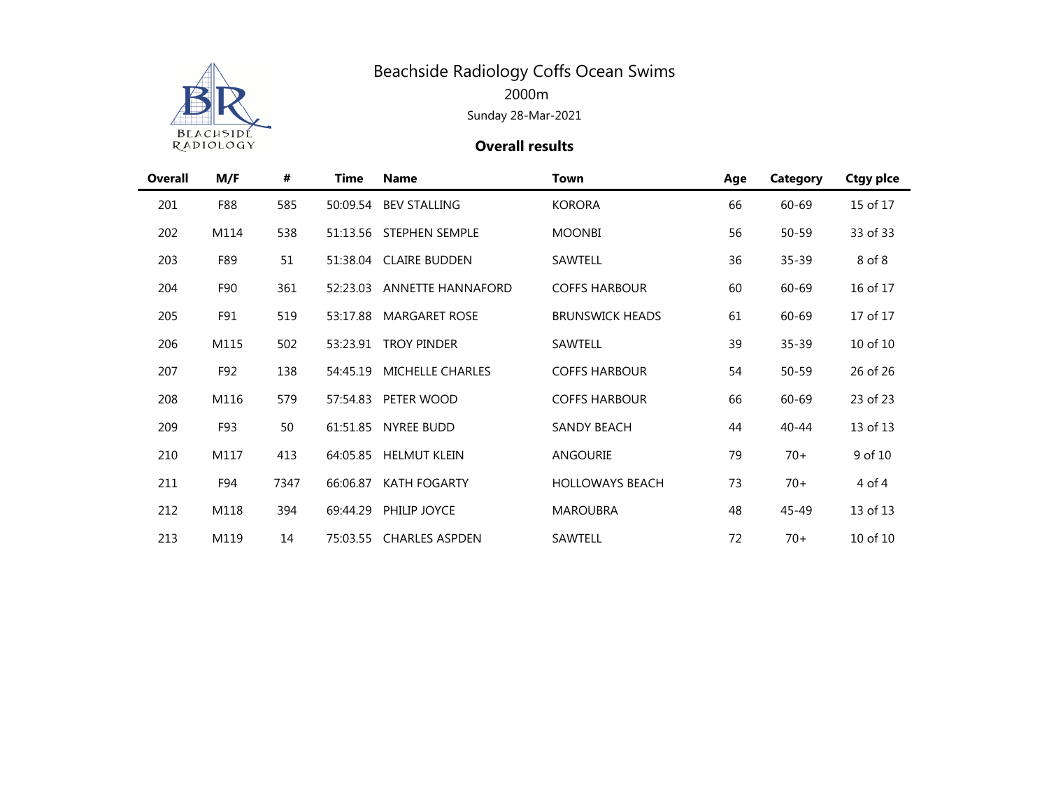# Beachside Radiology Coffs Ocean Swims

## 2000m

Sunday 28-Mar-2021

**Overall results**

| Overall | M/F | # | Time | Name | Town | Age | Category | Ctgy plce |
|---|---|---|---|---|---|---|---|---|
| 201 | F88 | 585 | 50:09.54 | BEV STALLING | KORORA | 66 | 60-69 | 15 of 17 |
| 202 | M114 | 538 | 51:13.56 | STEPHEN SEMPLE | MOONBI | 56 | 50-59 | 33 of 33 |
| 203 | F89 | 51 | 51:38.04 | CLAIRE BUDDEN | SAWTELL | 36 | 35-39 | 8 of 8 |
| 204 | F90 | 361 | 52:23.03 | ANNETTE HANNAFORD | COFFS HARBOUR | 60 | 60-69 | 16 of 17 |
| 205 | F91 | 519 | 53:17.88 | MARGARET ROSE | BRUNSWICK HEADS | 61 | 60-69 | 17 of 17 |
| 206 | M115 | 502 | 53:23.91 | TROY PINDER | SAWTELL | 39 | 35-39 | 10 of 10 |
| 207 | F92 | 138 | 54:45.19 | MICHELLE CHARLES | COFFS HARBOUR | 54 | 50-59 | 26 of 26 |
| 208 | M116 | 579 | 57:54.83 | PETER WOOD | COFFS HARBOUR | 66 | 60-69 | 23 of 23 |
| 209 | F93 | 50 | 61:51.85 | NYREE BUDD | SANDY BEACH | 44 | 40-44 | 13 of 13 |
| 210 | M117 | 413 | 64:05.85 | HELMUT KLEIN | ANGOURIE | 79 | 70+ | 9 of 10 |
| 211 | F94 | 7347 | 66:06.87 | KATH FOGARTY | HOLLOWAYS BEACH | 73 | 70+ | 4 of 4 |
| 212 | M118 | 394 | 69:44.29 | PHILIP JOYCE | MAROUBRA | 48 | 45-49 | 13 of 13 |
| 213 | M119 | 14 | 75:03.55 | CHARLES ASPDEN | SAWTELL | 72 | 70+ | 10 of 10 |